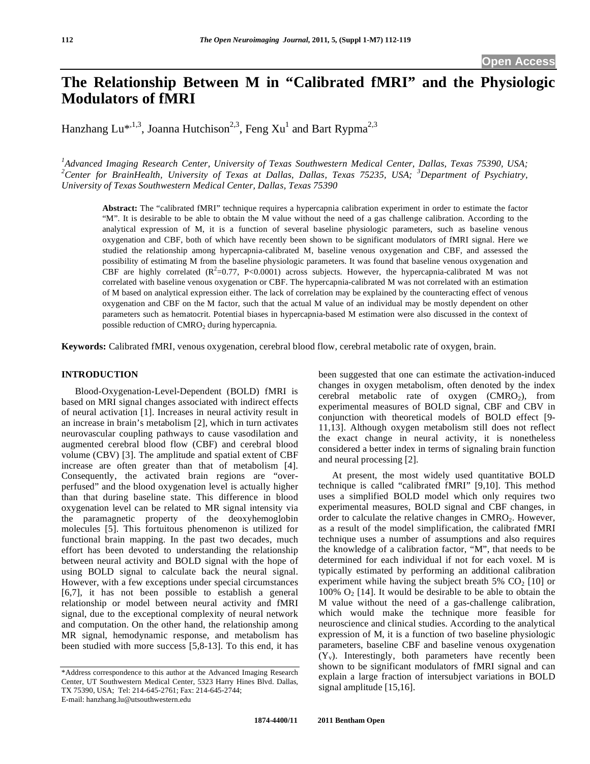Open Access

# The Relationship Between M in "Calibrated fMRI" and the Physiologic Modulators of fMRI

Hanzhang Lu*[1,3], Joanna Hutchison[2,3], Feng Xu[1] and Bart Rypma[2,3]

[1]Advanced Imaging Research Center, University of Texas Southwestern Medical Center, Dallas, Texas 75390, USA; [2]Center for BrainHealth, University of Texas at Dallas, Dallas, Texas 75235, USA; [3]Department of Psychiatry, University of Texas Southwestern Medical Center, Dallas, Texas 75390

**Abstract:** The "calibrated fMRI" technique requires a hypercapnia calibration experiment in order to estimate the factor "M". It is desirable to be able to obtain the M value without the need of a gas challenge calibration. According to the analytical expression of M, it is a function of several baseline physiologic parameters, such as baseline venous oxygenation and CBF, both of which have recently been shown to be significant modulators of fMRI signal. Here we studied the relationship among hypercapnia-calibrated M, baseline venous oxygenation and CBF, and assessed the possibility of estimating M from the baseline physiologic parameters. It was found that baseline venous oxygenation and CBF are highly correlated ($R^2$=0.77, P<0.0001) across subjects. However, the hypercapnia-calibrated M was not correlated with baseline venous oxygenation or CBF. The hypercapnia-calibrated M was not correlated with an estimation of M based on analytical expression either. The lack of correlation may be explained by the counteracting effect of venous oxygenation and CBF on the M factor, such that the actual M value of an individual may be mostly dependent on other parameters such as hematocrit. Potential biases in hypercapnia-based M estimation were also discussed in the context of possible reduction of $CMRO_2$ during hypercapnia.

**Keywords:** Calibrated fMRI, venous oxygenation, cerebral blood flow, cerebral metabolic rate of oxygen, brain.

## INTRODUCTION

Blood-Oxygenation-Level-Dependent (BOLD) fMRI is based on MRI signal changes associated with indirect effects of neural activation [1]. Increases in neural activity result in an increase in brain's metabolism [2], which in turn activates neurovascular coupling pathways to cause vasodilation and augmented cerebral blood flow (CBF) and cerebral blood volume (CBV) [3]. The amplitude and spatial extent of CBF increase are often greater than that of metabolism [4]. Consequently, the activated brain regions are "over-perfused" and the blood oxygenation level is actually higher than that during baseline state. This difference in blood oxygenation level can be related to MR signal intensity via the paramagnetic property of the deoxyhemoglobin molecules [5]. This fortuitous phenomenon is utilized for functional brain mapping. In the past two decades, much effort has been devoted to understanding the relationship between neural activity and BOLD signal with the hope of using BOLD signal to calculate back the neural signal. However, with a few exceptions under special circumstances [6,7], it has not been possible to establish a general relationship or model between neural activity and fMRI signal, due to the exceptional complexity of neural network and computation. On the other hand, the relationship among MR signal, hemodynamic response, and metabolism has been studied with more success [5,8-13]. To this end, it has been suggested that one can estimate the activation-induced changes in oxygen metabolism, often denoted by the index cerebral metabolic rate of oxygen ($CMRO_2$), from experimental measures of BOLD signal, CBF and CBV in conjunction with theoretical models of BOLD effect [9-11,13]. Although oxygen metabolism still does not reflect the exact change in neural activity, it is nonetheless considered a better index in terms of signaling brain function and neural processing [2].

At present, the most widely used quantitative BOLD technique is called "calibrated fMRI" [9,10]. This method uses a simplified BOLD model which only requires two experimental measures, BOLD signal and CBF changes, in order to calculate the relative changes in $CMRO_2$. However, as a result of the model simplification, the calibrated fMRI technique uses a number of assumptions and also requires the knowledge of a calibration factor, "M", that needs to be determined for each individual if not for each voxel. M is typically estimated by performing an additional calibration experiment while having the subject breath 5% $CO_2$ [10] or 100% $O_2$ [14]. It would be desirable to be able to obtain the M value without the need of a gas-challenge calibration, which would make the technique more feasible for neuroscience and clinical studies. According to the analytical expression of M, it is a function of two baseline physiologic parameters, baseline CBF and baseline venous oxygenation ($Y_v$). Interestingly, both parameters have recently been shown to be significant modulators of fMRI signal and can explain a large fraction of intersubject variations in BOLD signal amplitude [15,16].

*Address correspondence to this author at the Advanced Imaging Research Center, UT Southwestern Medical Center, 5323 Harry Hines Blvd. Dallas, TX 75390, USA; Tel: 214-645-2761; Fax: 214-645-2744; E-mail: hanzhang.lu@utsouthwestern.edu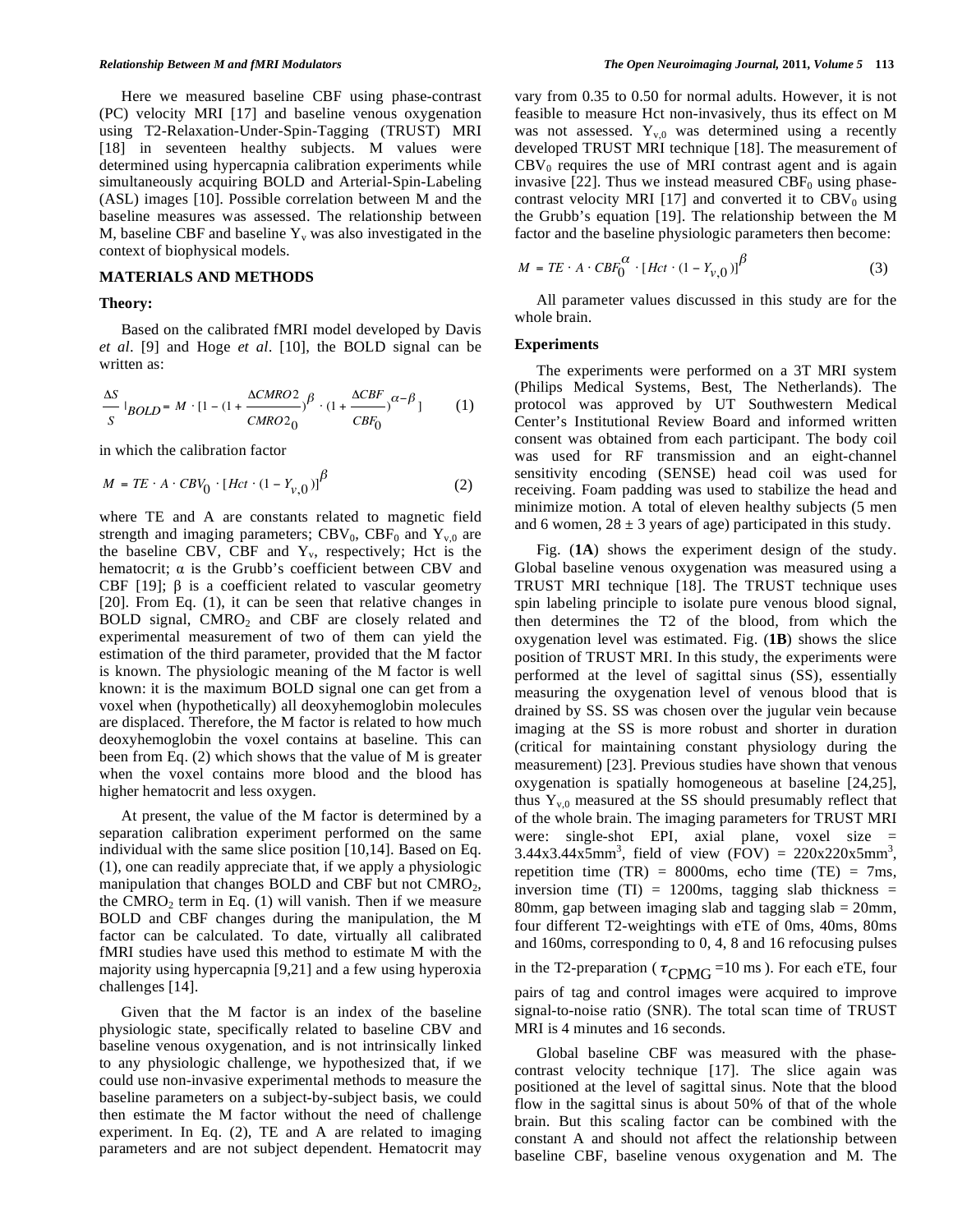Here we measured baseline CBF using phase-contrast (PC) velocity MRI [17] and baseline venous oxygenation using T2-Relaxation-Under-Spin-Tagging (TRUST) MRI [18] in seventeen healthy subjects. M values were determined using hypercapnia calibration experiments while simultaneously acquiring BOLD and Arterial-Spin-Labeling (ASL) images [10]. Possible correlation between M and the baseline measures was assessed. The relationship between M, baseline CBF and baseline $Y_v$ was also investigated in the context of biophysical models.

## MATERIALS AND METHODS

### Theory:

Based on the calibrated fMRI model developed by Davis *et al*. [9] and Hoge *et al*. [10], the BOLD signal can be written as:

$$\frac{\Delta S}{S}|_{BOLD} = M \cdot [1-(1+\frac{\Delta CMRO2}{CMRO2_0})^{\beta} \cdot (1+\frac{\Delta CBF}{CBF_0})^{\alpha-\beta}] \quad (1)$$

in which the calibration factor

$$M = TE \cdot A \cdot CBV_0 \cdot [Hct \cdot (1-Y_{v,0})]^{\beta} \quad (2)$$

where TE and A are constants related to magnetic field strength and imaging parameters; $CBV_0$, $CBF_0$ and $Y_{v,0}$ are the baseline CBV, CBF and $Y_v$, respectively; Hct is the hematocrit; $\alpha$ is the Grubb's coefficient between CBV and CBF [19]; $\beta$ is a coefficient related to vascular geometry [20]. From Eq. (1), it can be seen that relative changes in BOLD signal, $CMRO_2$ and CBF are closely related and experimental measurement of two of them can yield the estimation of the third parameter, provided that the M factor is known. The physiologic meaning of the M factor is well known: it is the maximum BOLD signal one can get from a voxel when (hypothetically) all deoxyhemoglobin molecules are displaced. Therefore, the M factor is related to how much deoxyhemoglobin the voxel contains at baseline. This can been from Eq. (2) which shows that the value of M is greater when the voxel contains more blood and the blood has higher hematocrit and less oxygen.

At present, the value of the M factor is determined by a separation calibration experiment performed on the same individual with the same slice position [10,14]. Based on Eq. (1), one can readily appreciate that, if we apply a physiologic manipulation that changes BOLD and CBF but not $CMRO_2$, the $CMRO_2$ term in Eq. (1) will vanish. Then if we measure BOLD and CBF changes during the manipulation, the M factor can be calculated. To date, virtually all calibrated fMRI studies have used this method to estimate M with the majority using hypercapnia [9,21] and a few using hyperoxia challenges [14].

Given that the M factor is an index of the baseline physiologic state, specifically related to baseline CBV and baseline venous oxygenation, and is not intrinsically linked to any physiologic challenge, we hypothesized that, if we could use non-invasive experimental methods to measure the baseline parameters on a subject-by-subject basis, we could then estimate the M factor without the need of challenge experiment. In Eq. (2), TE and A are related to imaging parameters and are not subject dependent. Hematocrit may vary from 0.35 to 0.50 for normal adults. However, it is not feasible to measure Hct non-invasively, thus its effect on M was not assessed. $Y_{v,0}$ was determined using a recently developed TRUST MRI technique [18]. The measurement of $CBV_0$ requires the use of MRI contrast agent and is again invasive [22]. Thus we instead measured $CBF_0$ using phase-contrast velocity MRI [17] and converted it to $CBV_0$ using the Grubb's equation [19]. The relationship between the M factor and the baseline physiologic parameters then become:

$$M = TE \cdot A \cdot CBF_0^{\alpha} \cdot [Hct \cdot (1-Y_{v,0})]^{\beta} \quad (3)$$

All parameter values discussed in this study are for the whole brain.

### Experiments

The experiments were performed on a 3T MRI system (Philips Medical Systems, Best, The Netherlands). The protocol was approved by UT Southwestern Medical Center's Institutional Review Board and informed written consent was obtained from each participant. The body coil was used for RF transmission and an eight-channel sensitivity encoding (SENSE) head coil was used for receiving. Foam padding was used to stabilize the head and minimize motion. A total of eleven healthy subjects (5 men and 6 women, 28 ± 3 years of age) participated in this study.

Fig. (**1A**) shows the experiment design of the study. Global baseline venous oxygenation was measured using a TRUST MRI technique [18]. The TRUST technique uses spin labeling principle to isolate pure venous blood signal, then determines the T2 of the blood, from which the oxygenation level was estimated. Fig. (**1B**) shows the slice position of TRUST MRI. In this study, the experiments were performed at the level of sagittal sinus (SS), essentially measuring the oxygenation level of venous blood that is drained by SS. SS was chosen over the jugular vein because imaging at the SS is more robust and shorter in duration (critical for maintaining constant physiology during the measurement) [23]. Previous studies have shown that venous oxygenation is spatially homogeneous at baseline [24,25], thus $Y_{v,0}$ measured at the SS should presumably reflect that of the whole brain. The imaging parameters for TRUST MRI were: single-shot EPI, axial plane, voxel size = $3.44 \times 3.44 \times 5 mm^3$, field of view (FOV) = $220 \times 220 \times 5 mm^3$, repetition time (TR) = 8000ms, echo time (TE) = 7ms, inversion time (TI) = 1200ms, tagging slab thickness = 80mm, gap between imaging slab and tagging slab = 20mm, four different T2-weightings with eTE of 0ms, 40ms, 80ms and 160ms, corresponding to 0, 4, 8 and 16 refocusing pulses in the T2-preparation ($\tau_{CPMG}$ =10 ms). For each eTE, four pairs of tag and control images were acquired to improve signal-to-noise ratio (SNR). The total scan time of TRUST MRI is 4 minutes and 16 seconds.

Global baseline CBF was measured with the phase-contrast velocity technique [17]. The slice again was positioned at the level of sagittal sinus. Note that the blood flow in the sagittal sinus is about 50% of that of the whole brain. But this scaling factor can be combined with the constant A and should not affect the relationship between baseline CBF, baseline venous oxygenation and M. The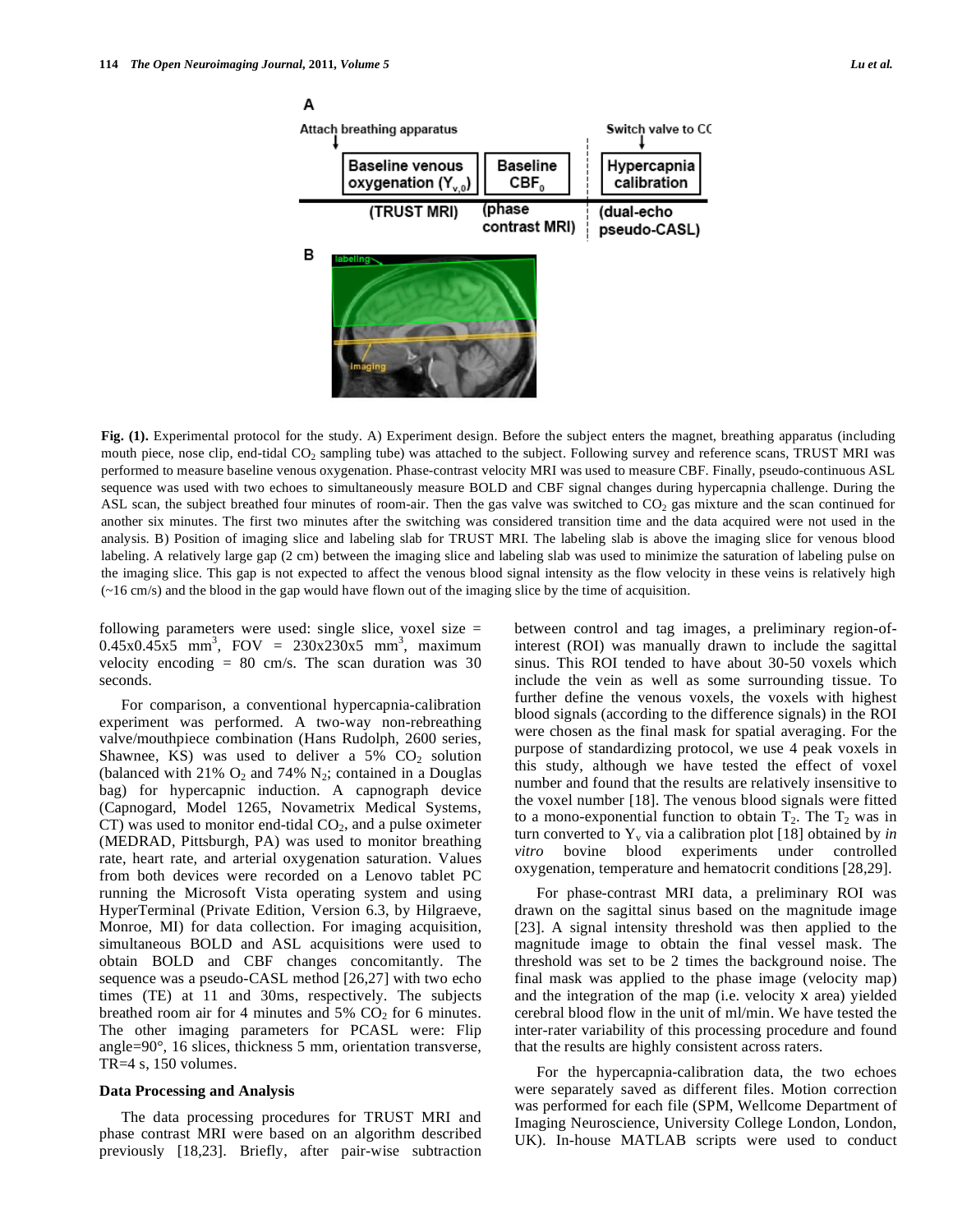**Fig. (1).** Experimental protocol for the study. A) Experiment design. Before the subject enters the magnet, breathing apparatus (including mouth piece, nose clip, end-tidal $CO_2$ sampling tube) was attached to the subject. Following survey and reference scans, TRUST MRI was performed to measure baseline venous oxygenation. Phase-contrast velocity MRI was used to measure CBF. Finally, pseudo-continuous ASL sequence was used with two echoes to simultaneously measure BOLD and CBF signal changes during hypercapnia challenge. During the ASL scan, the subject breathed four minutes of room-air. Then the gas valve was switched to $CO_2$ gas mixture and the scan continued for another six minutes. The first two minutes after the switching was considered transition time and the data acquired were not used in the analysis. B) Position of imaging slice and labeling slab for TRUST MRI. The labeling slab is above the imaging slice for venous blood labeling. A relatively large gap (2 cm) between the imaging slice and labeling slab was used to minimize the saturation of labeling pulse on the imaging slice. This gap is not expected to affect the venous blood signal intensity as the flow velocity in these veins is relatively high (~16 cm/s) and the blood in the gap would have flown out of the imaging slice by the time of acquisition.

following parameters were used: single slice, voxel size = 0.45x0.45x5 mm$^3$, FOV = 230x230x5 mm$^3$, maximum velocity encoding = 80 cm/s. The scan duration was 30 seconds.

For comparison, a conventional hypercapnia-calibration experiment was performed. A two-way non-rebreathing valve/mouthpiece combination (Hans Rudolph, 2600 series, Shawnee, KS) was used to deliver a 5% $CO_2$ solution (balanced with 21% $O_2$ and 74% $N_2$; contained in a Douglas bag) for hypercapnic induction. A capnograph device (Capnogard, Model 1265, Novametrix Medical Systems, CT) was used to monitor end-tidal $CO_2$, and a pulse oximeter (MEDRAD, Pittsburgh, PA) was used to monitor breathing rate, heart rate, and arterial oxygenation saturation. Values from both devices were recorded on a Lenovo tablet PC running the Microsoft Vista operating system and using HyperTerminal (Private Edition, Version 6.3, by Hilgraeve, Monroe, MI) for data collection. For imaging acquisition, simultaneous BOLD and ASL acquisitions were used to obtain BOLD and CBF changes concomitantly. The sequence was a pseudo-CASL method [26,27] with two echo times (TE) at 11 and 30ms, respectively. The subjects breathed room air for 4 minutes and 5% $CO_2$ for 6 minutes. The other imaging parameters for PCASL were: Flip angle=90°, 16 slices, thickness 5 mm, orientation transverse, TR=4 s, 150 volumes.

### Data Processing and Analysis

The data processing procedures for TRUST MRI and phase contrast MRI were based on an algorithm described previously [18,23]. Briefly, after pair-wise subtraction between control and tag images, a preliminary region-of-interest (ROI) was manually drawn to include the sagittal sinus. This ROI tended to have about 30-50 voxels which include the vein as well as some surrounding tissue. To further define the venous voxels, the voxels with highest blood signals (according to the difference signals) in the ROI were chosen as the final mask for spatial averaging. For the purpose of standardizing protocol, we use 4 peak voxels in this study, although we have tested the effect of voxel number and found that the results are relatively insensitive to the voxel number [18]. The venous blood signals were fitted to a mono-exponential function to obtain $T_2$. The $T_2$ was in turn converted to $Y_v$ via a calibration plot [18] obtained by *in vitro* bovine blood experiments under controlled oxygenation, temperature and hematocrit conditions [28,29].

For phase-contrast MRI data, a preliminary ROI was drawn on the sagittal sinus based on the magnitude image [23]. A signal intensity threshold was then applied to the magnitude image to obtain the final vessel mask. The threshold was set to be 2 times the background noise. The final mask was applied to the phase image (velocity map) and the integration of the map (i.e. velocity x area) yielded cerebral blood flow in the unit of ml/min. We have tested the inter-rater variability of this processing procedure and found that the results are highly consistent across raters.

For the hypercapnia-calibration data, the two echoes were separately saved as different files. Motion correction was performed for each file (SPM, Wellcome Department of Imaging Neuroscience, University College London, London, UK). In-house MATLAB scripts were used to conduct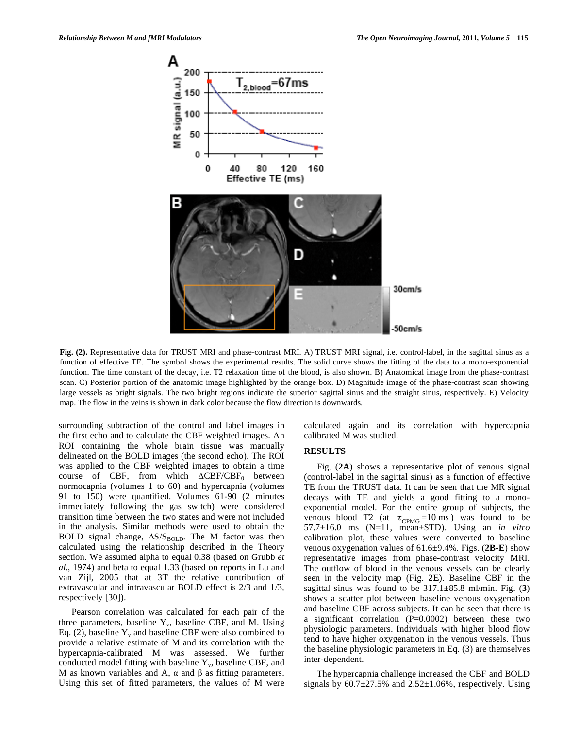Fig. (2). Representative data for TRUST MRI and phase-contrast MRI. A) TRUST MRI signal, i.e. control-label, in the sagittal sinus as a function of effective TE. The symbol shows the experimental results. The solid curve shows the fitting of the data to a mono-exponential function. The time constant of the decay, i.e. T2 relaxation time of the blood, is also shown. B) Anatomical image from the phase-contrast scan. C) Posterior portion of the anatomic image highlighted by the orange box. D) Magnitude image of the phase-contrast scan showing large vessels as bright signals. The two bright regions indicate the superior sagittal sinus and the straight sinus, respectively. E) Velocity map. The flow in the veins is shown in dark color because the flow direction is downwards.

surrounding subtraction of the control and label images in the first echo and to calculate the CBF weighted images. An ROI containing the whole brain tissue was manually delineated on the BOLD images (the second echo). The ROI was applied to the CBF weighted images to obtain a time course of CBF, from which $\Delta CBF/CBF_0$ between normocapnia (volumes 1 to 60) and hypercapnia (volumes 91 to 150) were quantified. Volumes 61-90 (2 minutes immediately following the gas switch) were considered transition time between the two states and were not included in the analysis. Similar methods were used to obtain the BOLD signal change, $\Delta S/S_{BOLD}$. The M factor was then calculated using the relationship described in the Theory section. We assumed alpha to equal 0.38 (based on Grubb *et al*., 1974) and beta to equal 1.33 (based on reports in Lu and van Zijl, 2005 that at 3T the relative contribution of extravascular and intravascular BOLD effect is 2/3 and 1/3, respectively [30]).

Pearson correlation was calculated for each pair of the three parameters, baseline $Y_v$, baseline CBF, and M. Using Eq. (2), baseline $Y_v$ and baseline CBF were also combined to provide a relative estimate of M and its correlation with the hypercapnia-calibrated M was assessed. We further conducted model fitting with baseline $Y_v$, baseline CBF, and M as known variables and A, α and β as fitting parameters. Using this set of fitted parameters, the values of M were calculated again and its correlation with hypercapnia calibrated M was studied.

## RESULTS

Fig. (**2A**) shows a representative plot of venous signal (control-label in the sagittal sinus) as a function of effective TE from the TRUST data. It can be seen that the MR signal decays with TE and yields a good fitting to a mono-exponential model. For the entire group of subjects, the venous blood T2 (at $\tau_{CPMG}=10\text{ ms}$) was found to be 57.7±16.0 ms (N=11, mean±STD). Using an *in vitro* calibration plot, these values were converted to baseline venous oxygenation values of 61.6±9.4%. Figs. (**2B-E**) show representative images from phase-contrast velocity MRI. The outflow of blood in the venous vessels can be clearly seen in the velocity map (Fig. **2E**). Baseline CBF in the sagittal sinus was found to be 317.1±85.8 ml/min. Fig. (**3**) shows a scatter plot between baseline venous oxygenation and baseline CBF across subjects. It can be seen that there is a significant correlation (P=0.0002) between these two physiologic parameters. Individuals with higher blood flow tend to have higher oxygenation in the venous vessels. Thus the baseline physiologic parameters in Eq. (3) are themselves inter-dependent.

The hypercapnia challenge increased the CBF and BOLD signals by 60.7±27.5% and 2.52±1.06%, respectively. Using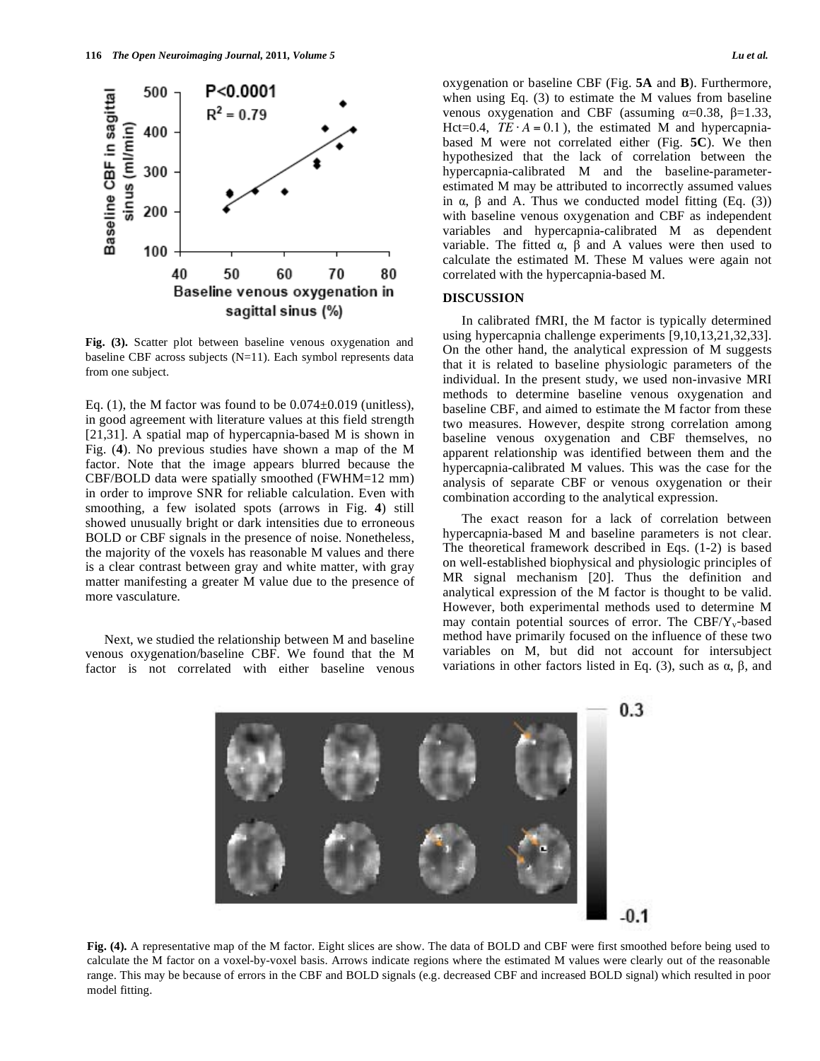Fig. (3). Scatter plot between baseline venous oxygenation and baseline CBF across subjects (N=11). Each symbol represents data from one subject.

Eq. (1), the M factor was found to be 0.074±0.019 (unitless), in good agreement with literature values at this field strength [21,31]. A spatial map of hypercapnia-based M is shown in Fig. (**4**). No previous studies have shown a map of the M factor. Note that the image appears blurred because the CBF/BOLD data were spatially smoothed (FWHM=12 mm) in order to improve SNR for reliable calculation. Even with smoothing, a few isolated spots (arrows in Fig. **4**) still showed unusually bright or dark intensities due to erroneous BOLD or CBF signals in the presence of noise. Nonetheless, the majority of the voxels has reasonable M values and there is a clear contrast between gray and white matter, with gray matter manifesting a greater M value due to the presence of more vasculature.

Next, we studied the relationship between M and baseline venous oxygenation/baseline CBF. We found that the M factor is not correlated with either baseline venous oxygenation or baseline CBF (Fig. **5A** and **B**). Furthermore, when using Eq. (3) to estimate the M values from baseline venous oxygenation and CBF (assuming $\alpha$=0.38, $\beta$=1.33, Hct=0.4, $TE \cdot A = 0.1$), the estimated M and hypercapnia-based M were not correlated either (Fig. **5C**). We then hypothesized that the lack of correlation between the hypercapnia-calibrated M and the baseline-parameter-estimated M may be attributed to incorrectly assumed values in $\alpha$, $\beta$ and A. Thus we conducted model fitting (Eq. (3)) with baseline venous oxygenation and CBF as independent variables and hypercapnia-calibrated M as dependent variable. The fitted $\alpha$, $\beta$ and A values were then used to calculate the estimated M. These M values were again not correlated with the hypercapnia-based M.

## DISCUSSION

In calibrated fMRI, the M factor is typically determined using hypercapnia challenge experiments [9,10,13,21,32,33]. On the other hand, the analytical expression of M suggests that it is related to baseline physiologic parameters of the individual. In the present study, we used non-invasive MRI methods to determine baseline venous oxygenation and baseline CBF, and aimed to estimate the M factor from these two measures. However, despite strong correlation among baseline venous oxygenation and CBF themselves, no apparent relationship was identified between them and the hypercapnia-calibrated M values. This was the case for the analysis of separate CBF or venous oxygenation or their combination according to the analytical expression.

The exact reason for a lack of correlation between hypercapnia-based M and baseline parameters is not clear. The theoretical framework described in Eqs. (1-2) is based on well-established biophysical and physiologic principles of MR signal mechanism [20]. Thus the definition and analytical expression of the M factor is thought to be valid. However, both experimental methods used to determine M may contain potential sources of error. The CBF/$Y_v$-based method have primarily focused on the influence of these two variables on M, but did not account for intersubject variations in other factors listed in Eq. (3), such as $\alpha$, $\beta$, and

Fig. (4). A representative map of the M factor. Eight slices are show. The data of BOLD and CBF were first smoothed before being used to calculate the M factor on a voxel-by-voxel basis. Arrows indicate regions where the estimated M values were clearly out of the reasonable range. This may be because of errors in the CBF and BOLD signals (e.g. decreased CBF and increased BOLD signal) which resulted in poor model fitting.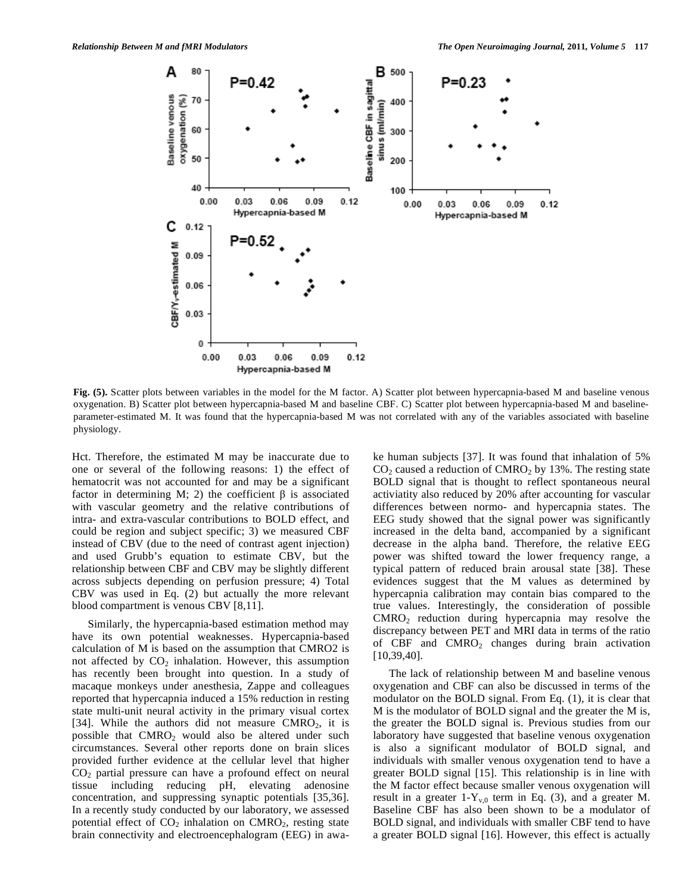**Fig. (5).** Scatter plots between variables in the model for the M factor. A) Scatter plot between hypercapnia-based M and baseline venous oxygenation. B) Scatter plot between hypercapnia-based M and baseline CBF. C) Scatter plot between hypercapnia-based M and baseline-parameter-estimated M. It was found that the hypercapnia-based M was not correlated with any of the variables associated with baseline physiology.

Hct. Therefore, the estimated M may be inaccurate due to one or several of the following reasons: 1) the effect of hematocrit was not accounted for and may be a significant factor in determining M; 2) the coefficient $\beta$ is associated with vascular geometry and the relative contributions of intra- and extra-vascular contributions to BOLD effect, and could be region and subject specific; 3) we measured CBF instead of CBV (due to the need of contrast agent injection) and used Grubb's equation to estimate CBV, but the relationship between CBF and CBV may be slightly different across subjects depending on perfusion pressure; 4) Total CBV was used in Eq. (2) but actually the more relevant blood compartment is venous CBV [8,11].

Similarly, the hypercapnia-based estimation method may have its own potential weaknesses. Hypercapnia-based calculation of M is based on the assumption that CMRO2 is not affected by $CO_2$ inhalation. However, this assumption has recently been brought into question. In a study of macaque monkeys under anesthesia, Zappe and colleagues reported that hypercapnia induced a 15% reduction in resting state multi-unit neural activity in the primary visual cortex [34]. While the authors did not measure $CMRO_2$, it is possible that $CMRO_2$ would also be altered under such circumstances. Several other reports done on brain slices provided further evidence at the cellular level that higher $CO_2$ partial pressure can have a profound effect on neural tissue including reducing pH, elevating adenosine concentration, and suppressing synaptic potentials [35,36]. In a recently study conducted by our laboratory, we assessed potential effect of $CO_2$ inhalation on $CMRO_2$, resting state brain connectivity and electroencephalogram (EEG) in awake human subjects [37]. It was found that inhalation of 5% $CO_2$ caused a reduction of $CMRO_2$ by 13%. The resting state BOLD signal that is thought to reflect spontaneous neural activiatity also reduced by 20% after accounting for vascular differences between normo- and hypercapnia states. The EEG study showed that the signal power was significantly increased in the delta band, accompanied by a significant decrease in the alpha band. Therefore, the relative EEG power was shifted toward the lower frequency range, a typical pattern of reduced brain arousal state [38]. These evidences suggest that the M values as determined by hypercapnia calibration may contain bias compared to the true values. Interestingly, the consideration of possible $CMRO_2$ reduction during hypercapnia may resolve the discrepancy between PET and MRI data in terms of the ratio of CBF and $CMRO_2$ changes during brain activation [10,39,40].

The lack of relationship between M and baseline venous oxygenation and CBF can also be discussed in terms of the modulator on the BOLD signal. From Eq. (1), it is clear that M is the modulator of BOLD signal and the greater the M is, the greater the BOLD signal is. Previous studies from our laboratory have suggested that baseline venous oxygenation is also a significant modulator of BOLD signal, and individuals with smaller venous oxygenation tend to have a greater BOLD signal [15]. This relationship is in line with the M factor effect because smaller venous oxygenation will result in a greater $1\text{-}Y_{v,0}$ term in Eq. (3), and a greater M. Baseline CBF has also been shown to be a modulator of BOLD signal, and individuals with smaller CBF tend to have a greater BOLD signal [16]. However, this effect is actually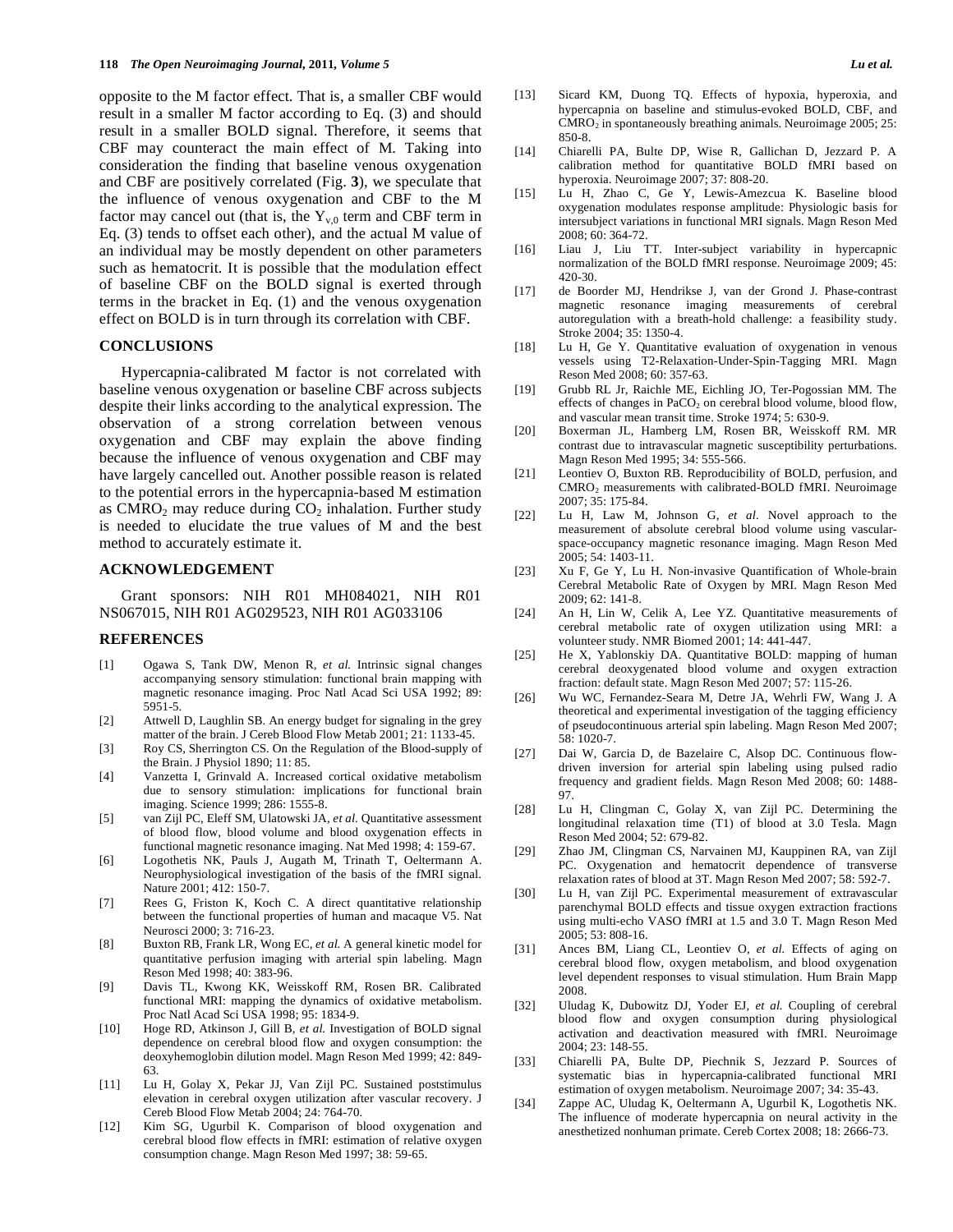opposite to the M factor effect. That is, a smaller CBF would result in a smaller M factor according to Eq. (3) and should result in a smaller BOLD signal. Therefore, it seems that CBF may counteract the main effect of M. Taking into consideration the finding that baseline venous oxygenation and CBF are positively correlated (Fig. **3**), we speculate that the influence of venous oxygenation and CBF to the M factor may cancel out (that is, the $Y_{v,0}$ term and CBF term in Eq. (3) tends to offset each other), and the actual M value of an individual may be mostly dependent on other parameters such as hematocrit. It is possible that the modulation effect of baseline CBF on the BOLD signal is exerted through terms in the bracket in Eq. (1) and the venous oxygenation effect on BOLD is in turn through its correlation with CBF.

## CONCLUSIONS

Hypercapnia-calibrated M factor is not correlated with baseline venous oxygenation or baseline CBF across subjects despite their links according to the analytical expression. The observation of a strong correlation between venous oxygenation and CBF may explain the above finding because the influence of venous oxygenation and CBF may have largely cancelled out. Another possible reason is related to the potential errors in the hypercapnia-based M estimation as $CMRO_2$ may reduce during $CO_2$ inhalation. Further study is needed to elucidate the true values of M and the best method to accurately estimate it.

## ACKNOWLEDGEMENT

Grant sponsors: NIH R01 MH084021, NIH R01 NS067015, NIH R01 AG029523, NIH R01 AG033106

## REFERENCES

[1] Ogawa S, Tank DW, Menon R, *et al.* Intrinsic signal changes accompanying sensory stimulation: functional brain mapping with magnetic resonance imaging. Proc Natl Acad Sci USA 1992; 89: 5951-5.

[2] Attwell D, Laughlin SB. An energy budget for signaling in the grey matter of the brain. J Cereb Blood Flow Metab 2001; 21: 1133-45.

[3] Roy CS, Sherrington CS. On the Regulation of the Blood-supply of the Brain. J Physiol 1890; 11: 85.

[4] Vanzetta I, Grinvald A. Increased cortical oxidative metabolism due to sensory stimulation: implications for functional brain imaging. Science 1999; 286: 1555-8.

[5] van Zijl PC, Eleff SM, Ulatowski JA, *et al.* Quantitative assessment of blood flow, blood volume and blood oxygenation effects in functional magnetic resonance imaging. Nat Med 1998; 4: 159-67.

[6] Logothetis NK, Pauls J, Augath M, Trinath T, Oeltermann A. Neurophysiological investigation of the basis of the fMRI signal. Nature 2001; 412: 150-7.

[7] Rees G, Friston K, Koch C. A direct quantitative relationship between the functional properties of human and macaque V5. Nat Neurosci 2000; 3: 716-23.

[8] Buxton RB, Frank LR, Wong EC, *et al.* A general kinetic model for quantitative perfusion imaging with arterial spin labeling. Magn Reson Med 1998; 40: 383-96.

[9] Davis TL, Kwong KK, Weisskoff RM, Rosen BR. Calibrated functional MRI: mapping the dynamics of oxidative metabolism. Proc Natl Acad Sci USA 1998; 95: 1834-9.

[10] Hoge RD, Atkinson J, Gill B, *et al.* Investigation of BOLD signal dependence on cerebral blood flow and oxygen consumption: the deoxyhemoglobin dilution model. Magn Reson Med 1999; 42: 849-63.

[11] Lu H, Golay X, Pekar JJ, Van Zijl PC. Sustained poststimulus elevation in cerebral oxygen utilization after vascular recovery. J Cereb Blood Flow Metab 2004; 24: 764-70.

[12] Kim SG, Ugurbil K. Comparison of blood oxygenation and cerebral blood flow effects in fMRI: estimation of relative oxygen consumption change. Magn Reson Med 1997; 38: 59-65.

[13] Sicard KM, Duong TQ. Effects of hypoxia, hyperoxia, and hypercapnia on baseline and stimulus-evoked BOLD, CBF, and $CMRO_2$ in spontaneously breathing animals. Neuroimage 2005; 25: 850-8.

[14] Chiarelli PA, Bulte DP, Wise R, Gallichan D, Jezzard P. A calibration method for quantitative BOLD fMRI based on hyperoxia. Neuroimage 2007; 37: 808-20.

[15] Lu H, Zhao C, Ge Y, Lewis-Amezcua K. Baseline blood oxygenation modulates response amplitude: Physiologic basis for intersubject variations in functional MRI signals. Magn Reson Med 2008; 60: 364-72.

[16] Liau J, Liu TT. Inter-subject variability in hypercapnic normalization of the BOLD fMRI response. Neuroimage 2009; 45: 420-30.

[17] de Boorder MJ, Hendrikse J, van der Grond J. Phase-contrast magnetic resonance imaging measurements of cerebral autoregulation with a breath-hold challenge: a feasibility study. Stroke 2004; 35: 1350-4.

[18] Lu H, Ge Y. Quantitative evaluation of oxygenation in venous vessels using T2-Relaxation-Under-Spin-Tagging MRI. Magn Reson Med 2008; 60: 357-63.

[19] Grubb RL Jr, Raichle ME, Eichling JO, Ter-Pogossian MM. The effects of changes in $PaCO_2$ on cerebral blood volume, blood flow, and vascular mean transit time. Stroke 1974; 5: 630-9.

[20] Boxerman JL, Hamberg LM, Rosen BR, Weisskoff RM. MR contrast due to intravascular magnetic susceptibility perturbations. Magn Reson Med 1995; 34: 555-566.

[21] Leontiev O, Buxton RB. Reproducibility of BOLD, perfusion, and $CMRO_2$ measurements with calibrated-BOLD fMRI. Neuroimage 2007; 35: 175-84.

[22] Lu H, Law M, Johnson G, *et al.* Novel approach to the measurement of absolute cerebral blood volume using vascular-space-occupancy magnetic resonance imaging. Magn Reson Med 2005; 54: 1403-11.

[23] Xu F, Ge Y, Lu H. Non-invasive Quantification of Whole-brain Cerebral Metabolic Rate of Oxygen by MRI. Magn Reson Med 2009; 62: 141-8.

[24] An H, Lin W, Celik A, Lee YZ. Quantitative measurements of cerebral metabolic rate of oxygen utilization using MRI: a volunteer study. NMR Biomed 2001; 14: 441-447.

[25] He X, Yablonskiy DA. Quantitative BOLD: mapping of human cerebral deoxygenated blood volume and oxygen extraction fraction: default state. Magn Reson Med 2007; 57: 115-26.

[26] Wu WC, Fernandez-Seara M, Detre JA, Wehrli FW, Wang J. A theoretical and experimental investigation of the tagging efficiency of pseudocontinuous arterial spin labeling. Magn Reson Med 2007; 58: 1020-7.

[27] Dai W, Garcia D, de Bazelaire C, Alsop DC. Continuous flow-driven inversion for arterial spin labeling using pulsed radio frequency and gradient fields. Magn Reson Med 2008; 60: 1488-97.

[28] Lu H, Clingman C, Golay X, van Zijl PC. Determining the longitudinal relaxation time (T1) of blood at 3.0 Tesla. Magn Reson Med 2004; 52: 679-82.

[29] Zhao JM, Clingman CS, Narvainen MJ, Kauppinen RA, van Zijl PC. Oxygenation and hematocrit dependence of transverse relaxation rates of blood at 3T. Magn Reson Med 2007; 58: 592-7.

[30] Lu H, van Zijl PC. Experimental measurement of extravascular parenchymal BOLD effects and tissue oxygen extraction fractions using multi-echo VASO fMRI at 1.5 and 3.0 T. Magn Reson Med 2005; 53: 808-16.

[31] Ances BM, Liang CL, Leontiev O, *et al.* Effects of aging on cerebral blood flow, oxygen metabolism, and blood oxygenation level dependent responses to visual stimulation. Hum Brain Mapp 2008.

[32] Uludag K, Dubowitz DJ, Yoder EJ, *et al.* Coupling of cerebral blood flow and oxygen consumption during physiological activation and deactivation measured with fMRI. Neuroimage 2004; 23: 148-55.

[33] Chiarelli PA, Bulte DP, Piechnik S, Jezzard P. Sources of systematic bias in hypercapnia-calibrated functional MRI estimation of oxygen metabolism. Neuroimage 2007; 34: 35-43.

[34] Zappe AC, Uludag K, Oeltermann A, Ugurbil K, Logothetis NK. The influence of moderate hypercapnia on neural activity in the anesthetized nonhuman primate. Cereb Cortex 2008; 18: 2666-73.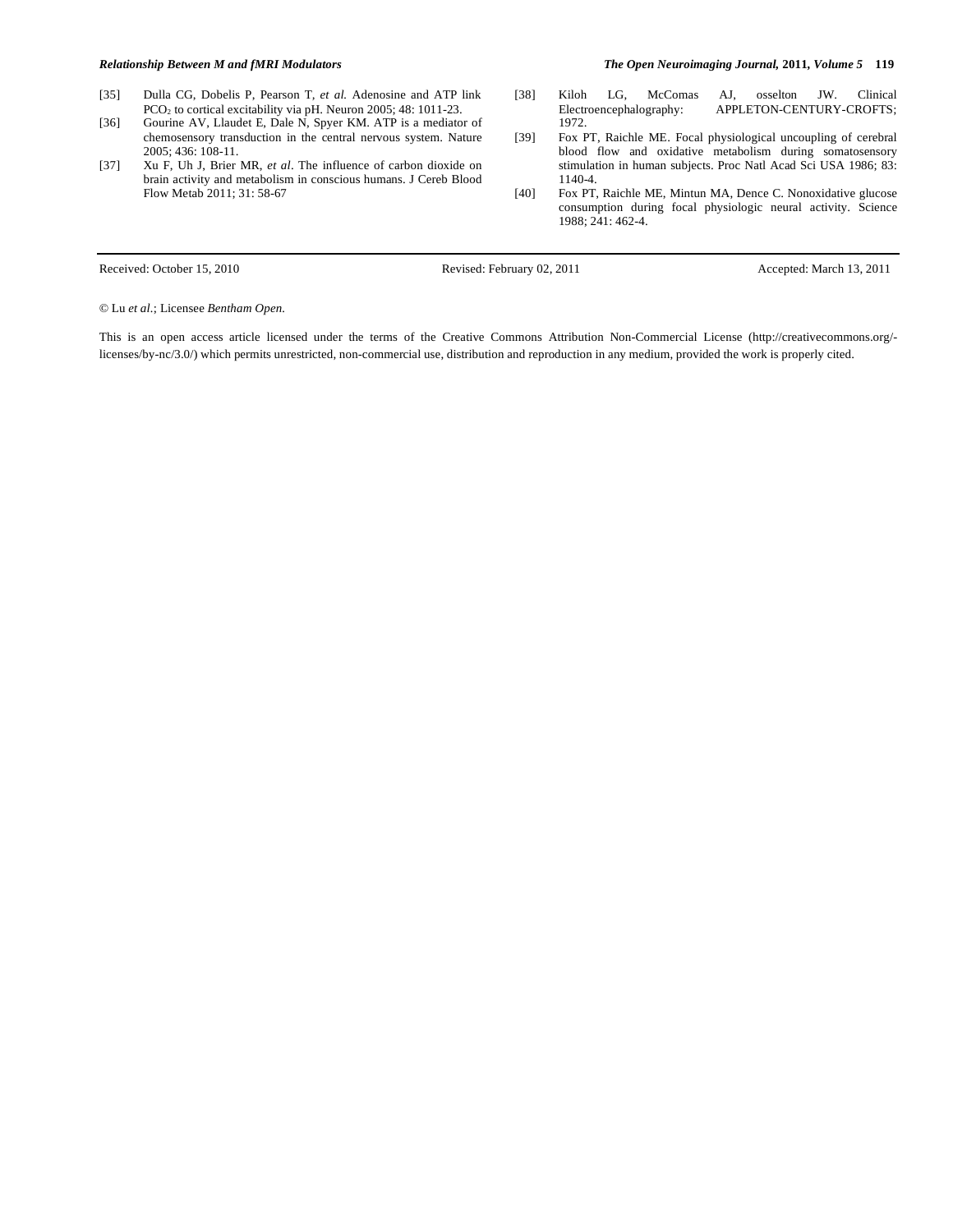[35] Dulla CG, Dobelis P, Pearson T, *et al.* Adenosine and ATP link $PCO_2$ to cortical excitability via pH. Neuron 2005; 48: 1011-23.

[36] Gourine AV, Llaudet E, Dale N, Spyer KM. ATP is a mediator of chemosensory transduction in the central nervous system. Nature 2005; 436: 108-11.

[37] Xu F, Uh J, Brier MR, *et al*. The influence of carbon dioxide on brain activity and metabolism in conscious humans. J Cereb Blood Flow Metab 2011; 31: 58-67

[38] Kiloh LG, McComas AJ, osselton JW. Clinical Electroencephalography: APPLETON-CENTURY-CROFTS; 1972.

[39] Fox PT, Raichle ME. Focal physiological uncoupling of cerebral blood flow and oxidative metabolism during somatosensory stimulation in human subjects. Proc Natl Acad Sci USA 1986; 83: 1140-4.

[40] Fox PT, Raichle ME, Mintun MA, Dence C. Nonoxidative glucose consumption during focal physiologic neural activity. Science 1988; 241: 462-4.

---

Received: October 15, 2010 Revised: February 02, 2011 Accepted: March 13, 2011

© Lu *et al.*; Licensee *Bentham Open.*

This is an open access article licensed under the terms of the Creative Commons Attribution Non-Commercial License (http://creativecommons.org/-licenses/by-nc/3.0/) which permits unrestricted, non-commercial use, distribution and reproduction in any medium, provided the work is properly cited.